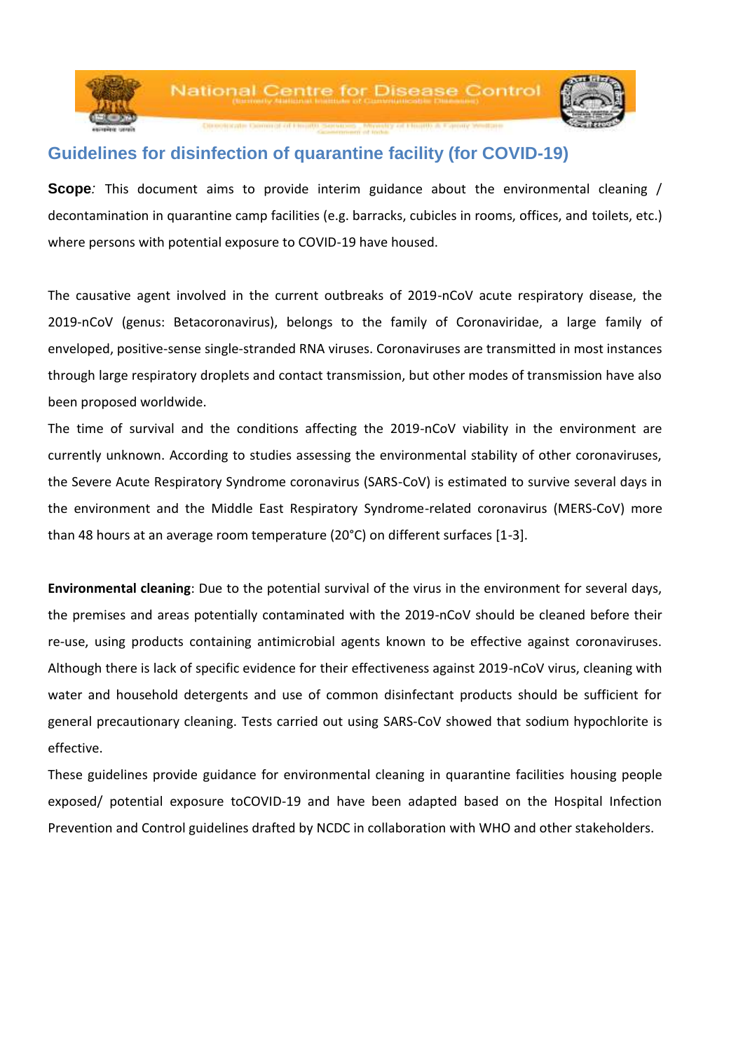# Guidelines for disinfection of quarantine facility (for COVID-19)

**Scope***:* This document aims to provide interim guidance about the environmental cleaning / decontamination in quarantine camp facilities (e.g. barracks, cubicles in rooms, offices, and toilets, etc.) where persons with potential exposure to COVID-19 have housed.

The causative agent involved in the current outbreaks of 2019-nCoV acute respiratory disease, the 2019-nCoV (genus: Betacoronavirus), belongs to the family of Coronaviridae, a large family of enveloped, positive-sense single-stranded RNA viruses. Coronaviruses are transmitted in most instances through large respiratory droplets and contact transmission, but other modes of transmission have also been proposed worldwide.

The time of survival and the conditions affecting the 2019-nCoV viability in the environment are currently unknown. According to studies assessing the environmental stability of other coronaviruses, the Severe Acute Respiratory Syndrome coronavirus (SARS-CoV) is estimated to survive several days in the environment and the Middle East Respiratory Syndrome-related coronavirus (MERS-CoV) more than 48 hours at an average room temperature (20°C) on different surfaces [1-3].

**Environmental cleaning**: Due to the potential survival of the virus in the environment for several days, the premises and areas potentially contaminated with the 2019-nCoV should be cleaned before their re-use, using products containing antimicrobial agents known to be effective against coronaviruses. Although there is lack of specific evidence for their effectiveness against 2019-nCoV virus, cleaning with water and household detergents and use of common disinfectant products should be sufficient for general precautionary cleaning. Tests carried out using SARS-CoV showed that sodium hypochlorite is effective.

These guidelines provide guidance for environmental cleaning in quarantine facilities housing people exposed/ potential exposure toCOVID-19 and have been adapted based on the Hospital Infection Prevention and Control guidelines drafted by NCDC in collaboration with WHO and other stakeholders.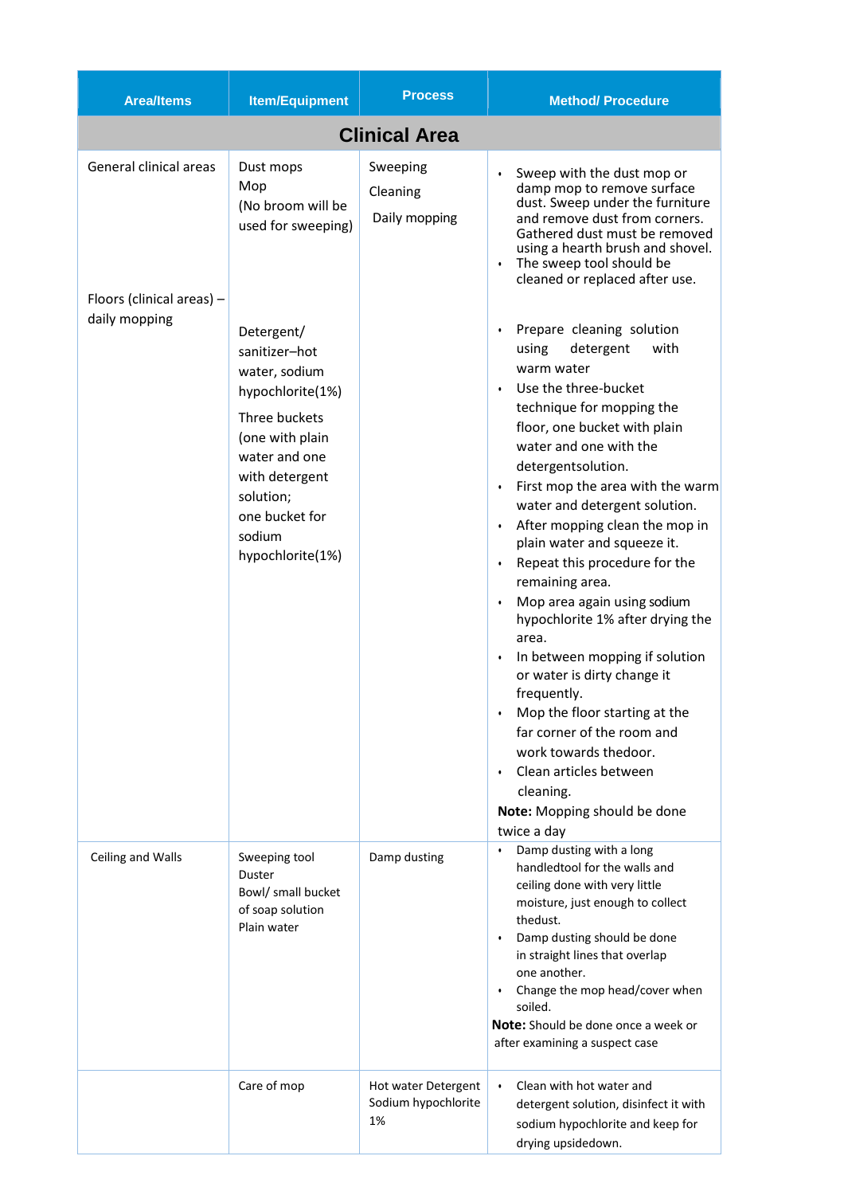| Area/Items | Item/Equipment | Process | Method/ Procedure |
|---|---|---|---|
| **Clinical Area** | | | |
| General clinical areas | Dust mops<br>Mop<br>(No broom will be used for sweeping) | Sweeping<br>Cleaning<br>Daily mopping | • Sweep with the dust mop or damp mop to remove surface dust. Sweep under the furniture and remove dust from corners. Gathered dust must be removed using a hearth brush and shovel.<br>• The sweep tool should be cleaned or replaced after use. |
| Floors (clinical areas) – daily mopping | Detergent/ sanitizer–hot water, sodium hypochlorite(1%)<br>Three buckets (one with plain water and one with detergent solution; one bucket for sodium hypochlorite(1%) | | • Prepare cleaning solution using detergent with warm water<br>• Use the three-bucket technique for mopping the floor, one bucket with plain water and one with the detergentsolution.<br>• First mop the area with the warm water and detergent solution.<br>• After mopping clean the mop in plain water and squeeze it.<br>• Repeat this procedure for the remaining area.<br>• Mop area again using sodium hypochlorite 1% after drying the area.<br>• In between mopping if solution or water is dirty change it frequently.<br>• Mop the floor starting at the far corner of the room and work towards thedoor.<br>• Clean articles between cleaning.<br>**Note:** Mopping should be done twice a day |
| Ceiling and Walls | Sweeping tool<br>Duster<br>Bowl/ small bucket of soap solution<br>Plain water | Damp dusting | • Damp dusting with a long handledtool for the walls and ceiling done with very little moisture, just enough to collect thedust.<br>• Damp dusting should be done in straight lines that overlap one another.<br>• Change the mop head/cover when soiled.<br>**Note:** Should be done once a week or after examining a suspect case |
| | Care of mop | Hot water Detergent Sodium hypochlorite 1% | • Clean with hot water and detergent solution, disinfect it with sodium hypochlorite and keep for drying upsidedown. |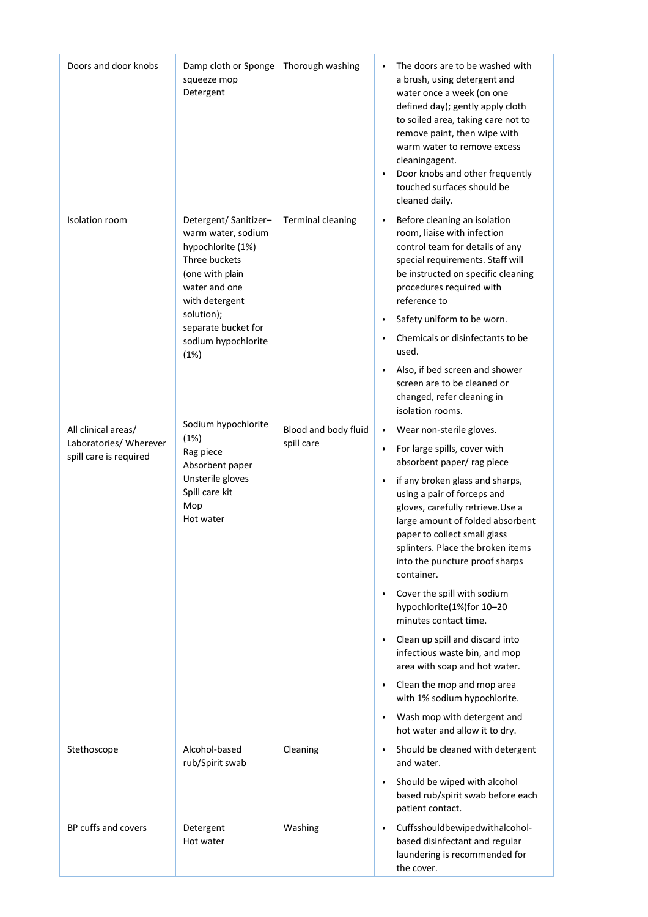| Doors and door knobs | Damp cloth or Sponge squeeze mop<br>Detergent | Thorough washing | • The doors are to be washed with a brush, using detergent and water once a week (on one defined day); gently apply cloth to soiled area, taking care not to remove paint, then wipe with warm water to remove excess cleaningagent.<br>• Door knobs and other frequently touched surfaces should be cleaned daily. |
|---|---|---|---|
| Isolation room | Detergent/ Sanitizer– warm water, sodium hypochlorite (1%)<br>Three buckets (one with plain water and one with detergent solution); separate bucket for sodium hypochlorite (1%) | Terminal cleaning | • Before cleaning an isolation room, liaise with infection control team for details of any special requirements. Staff will be instructed on specific cleaning procedures required with reference to<br>• Safety uniform to be worn.<br>• Chemicals or disinfectants to be used.<br>• Also, if bed screen and shower screen are to be cleaned or changed, refer cleaning in isolation rooms. |
| All clinical areas/ Laboratories/ Wherever spill care is required | Sodium hypochlorite (1%)<br>Rag piece<br>Absorbent paper<br>Unsterile gloves<br>Spill care kit<br>Mop<br>Hot water | Blood and body fluid spill care | • Wear non-sterile gloves.<br>• For large spills, cover with absorbent paper/ rag piece<br>• if any broken glass and sharps, using a pair of forceps and gloves, carefully retrieve.Use a large amount of folded absorbent paper to collect small glass splinters. Place the broken items into the puncture proof sharps container.<br>• Cover the spill with sodium hypochlorite(1%)for 10–20 minutes contact time.<br>• Clean up spill and discard into infectious waste bin, and mop area with soap and hot water.<br>• Clean the mop and mop area with 1% sodium hypochlorite.<br>• Wash mop with detergent and hot water and allow it to dry. |
| Stethoscope | Alcohol-based rub/Spirit swab | Cleaning | • Should be cleaned with detergent and water.<br>• Should be wiped with alcohol based rub/spirit swab before each patient contact. |
| BP cuffs and covers | Detergent<br>Hot water | Washing | • Cuffsshouldbewipedwithalcohol-based disinfectant and regular laundering is recommended for the cover. |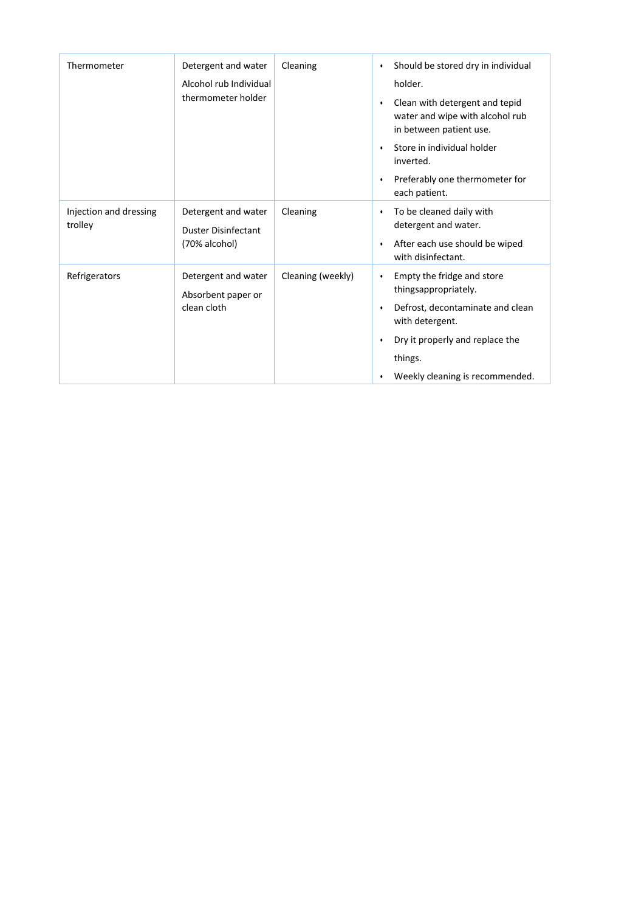| | | | |
|---|---|---|---|
| Thermometer | Detergent and water<br>Alcohol rub Individual thermometer holder | Cleaning | • Should be stored dry in individual holder.<br>• Clean with detergent and tepid water and wipe with alcohol rub in between patient use.<br>• Store in individual holder inverted.<br>• Preferably one thermometer for each patient. |
| Injection and dressing trolley | Detergent and water<br>Duster Disinfectant (70% alcohol) | Cleaning | • To be cleaned daily with detergent and water.<br>• After each use should be wiped with disinfectant. |
| Refrigerators | Detergent and water<br>Absorbent paper or clean cloth | Cleaning (weekly) | • Empty the fridge and store thingsappropriately.<br>• Defrost, decontaminate and clean with detergent.<br>• Dry it properly and replace the things.<br>• Weekly cleaning is recommended. |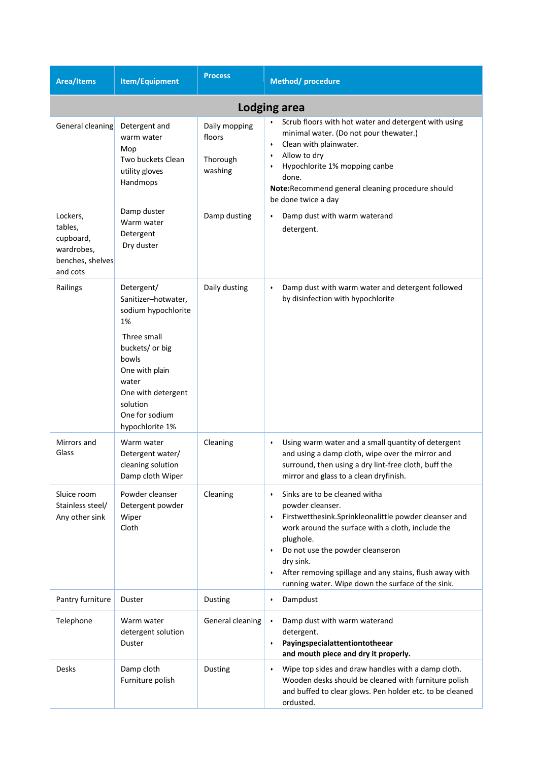| Area/Items | Item/Equipment | Process | Method/ procedure |
|---|---|---|---|
| **Lodging area** | | | |
| General cleaning | Detergent and warm water<br>Mop<br>Two buckets Clean utility gloves<br>Handmops | Daily mopping floors<br><br>Thorough washing | • Scrub floors with hot water and detergent with using minimal water. (Do not pour thewater.)<br>• Clean with plainwater.<br>• Allow to dry<br>• Hypochlorite 1% mopping canbe done.<br>**Note:**Recommend general cleaning procedure should be done twice a day |
| Lockers, tables, cupboard, wardrobes, benches, shelves and cots | Damp duster<br>Warm water<br>Detergent<br>Dry duster | Damp dusting | • Damp dust with warm waterand detergent. |
| Railings | Detergent/ Sanitizer–hotwater, sodium hypochlorite 1%<br>Three small buckets/ or big bowls<br>One with plain water<br>One with detergent solution<br>One for sodium hypochlorite 1% | Daily dusting | • Damp dust with warm water and detergent followed by disinfection with hypochlorite |
| Mirrors and Glass | Warm water<br>Detergent water/ cleaning solution<br>Damp cloth Wiper | Cleaning | • Using warm water and a small quantity of detergent and using a damp cloth, wipe over the mirror and surround, then using a dry lint-free cloth, buff the mirror and glass to a clean dryfinish. |
| Sluice room Stainless steel/ Any other sink | Powder cleanser<br>Detergent powder<br>Wiper<br>Cloth | Cleaning | • Sinks are to be cleaned witha powder cleanser.<br>• Firstwetthesink.Sprinkleonalittle powder cleanser and work around the surface with a cloth, include the plughole.<br>• Do not use the powder cleanseron dry sink.<br>• After removing spillage and any stains, flush away with running water. Wipe down the surface of the sink. |
| Pantry furniture | Duster | Dusting | • Dampdust |
| Telephone | Warm water detergent solution<br>Duster | General cleaning | • Damp dust with warm waterand detergent.<br>• **Payingspecialattentiontotheear and mouth piece and dry it properly.** |
| Desks | Damp cloth<br>Furniture polish | Dusting | • Wipe top sides and draw handles with a damp cloth. Wooden desks should be cleaned with furniture polish and buffed to clear glows. Pen holder etc. to be cleaned ordusted. |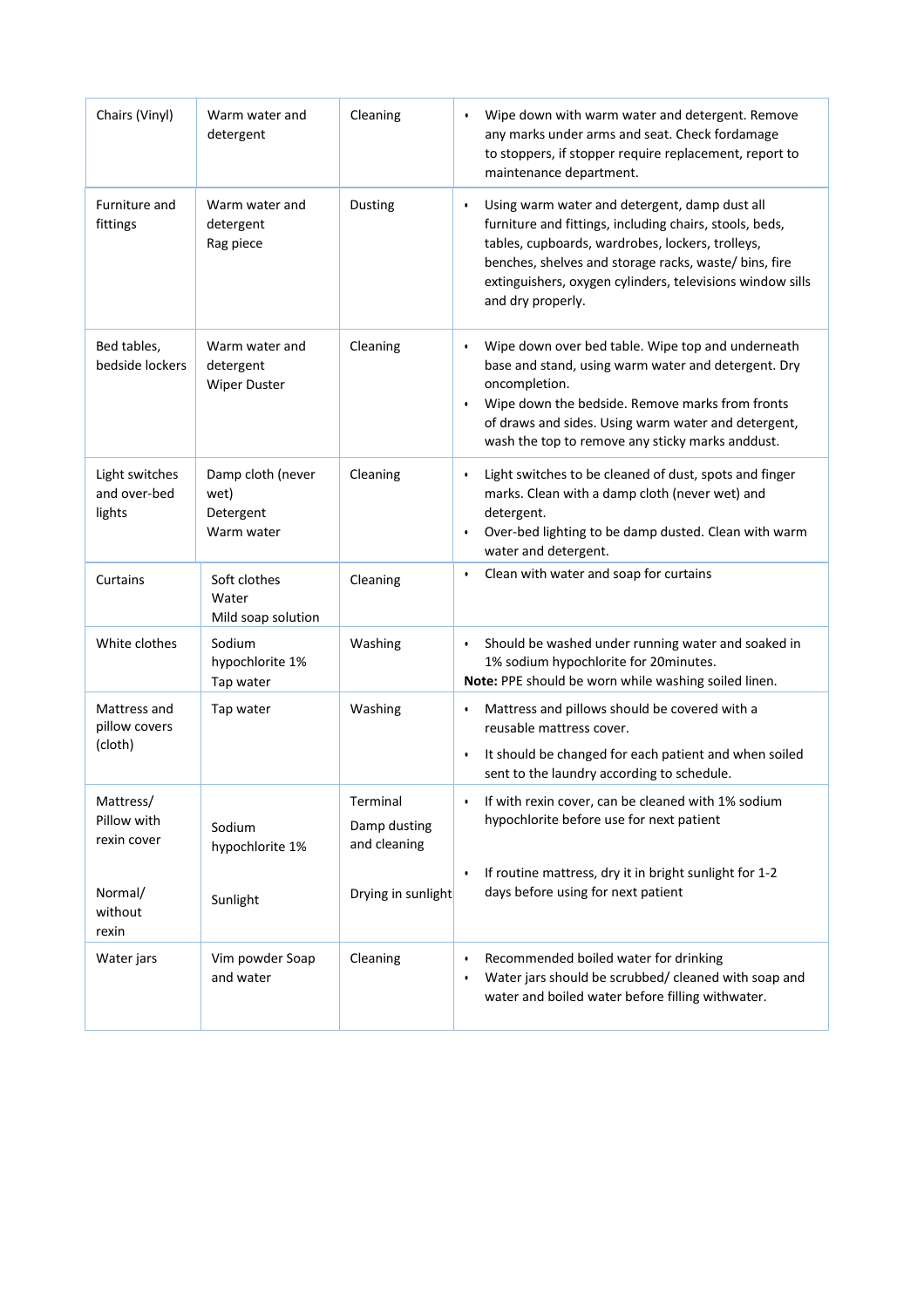| | | | |
|---|---|---|---|
| Chairs (Vinyl) | Warm water and detergent | Cleaning | • Wipe down with warm water and detergent. Remove any marks under arms and seat. Check fordamage to stoppers, if stopper require replacement, report to maintenance department. |
| Furniture and fittings | Warm water and detergent<br>Rag piece | Dusting | • Using warm water and detergent, damp dust all furniture and fittings, including chairs, stools, beds, tables, cupboards, wardrobes, lockers, trolleys, benches, shelves and storage racks, waste/ bins, fire extinguishers, oxygen cylinders, televisions window sills and dry properly. |
| Bed tables, bedside lockers | Warm water and detergent<br>Wiper Duster | Cleaning | • Wipe down over bed table. Wipe top and underneath base and stand, using warm water and detergent. Dry oncompletion.<br>• Wipe down the bedside. Remove marks from fronts of draws and sides. Using warm water and detergent, wash the top to remove any sticky marks anddust. |
| Light switches and over-bed lights | Damp cloth (never wet)<br>Detergent<br>Warm water | Cleaning | • Light switches to be cleaned of dust, spots and finger marks. Clean with a damp cloth (never wet) and detergent.<br>• Over-bed lighting to be damp dusted. Clean with warm water and detergent. |
| Curtains | Soft clothes<br>Water<br>Mild soap solution | Cleaning | • Clean with water and soap for curtains |
| White clothes | Sodium hypochlorite 1%<br>Tap water | Washing | • Should be washed under running water and soaked in 1% sodium hypochlorite for 20minutes.<br>**Note:** PPE should be worn while washing soiled linen. |
| Mattress and pillow covers (cloth) | Tap water | Washing | • Mattress and pillows should be covered with a reusable mattress cover.<br>• It should be changed for each patient and when soiled sent to the laundry according to schedule. |
| Mattress/ Pillow with rexin cover | Sodium hypochlorite 1% | Terminal<br>Damp dusting and cleaning | • If with rexin cover, can be cleaned with 1% sodium hypochlorite before use for next patient |
| Normal/ without rexin | Sunlight | Drying in sunlight | • If routine mattress, dry it in bright sunlight for 1-2 days before using for next patient |
| Water jars | Vim powder Soap and water | Cleaning | • Recommended boiled water for drinking<br>• Water jars should be scrubbed/ cleaned with soap and water and boiled water before filling withwater. |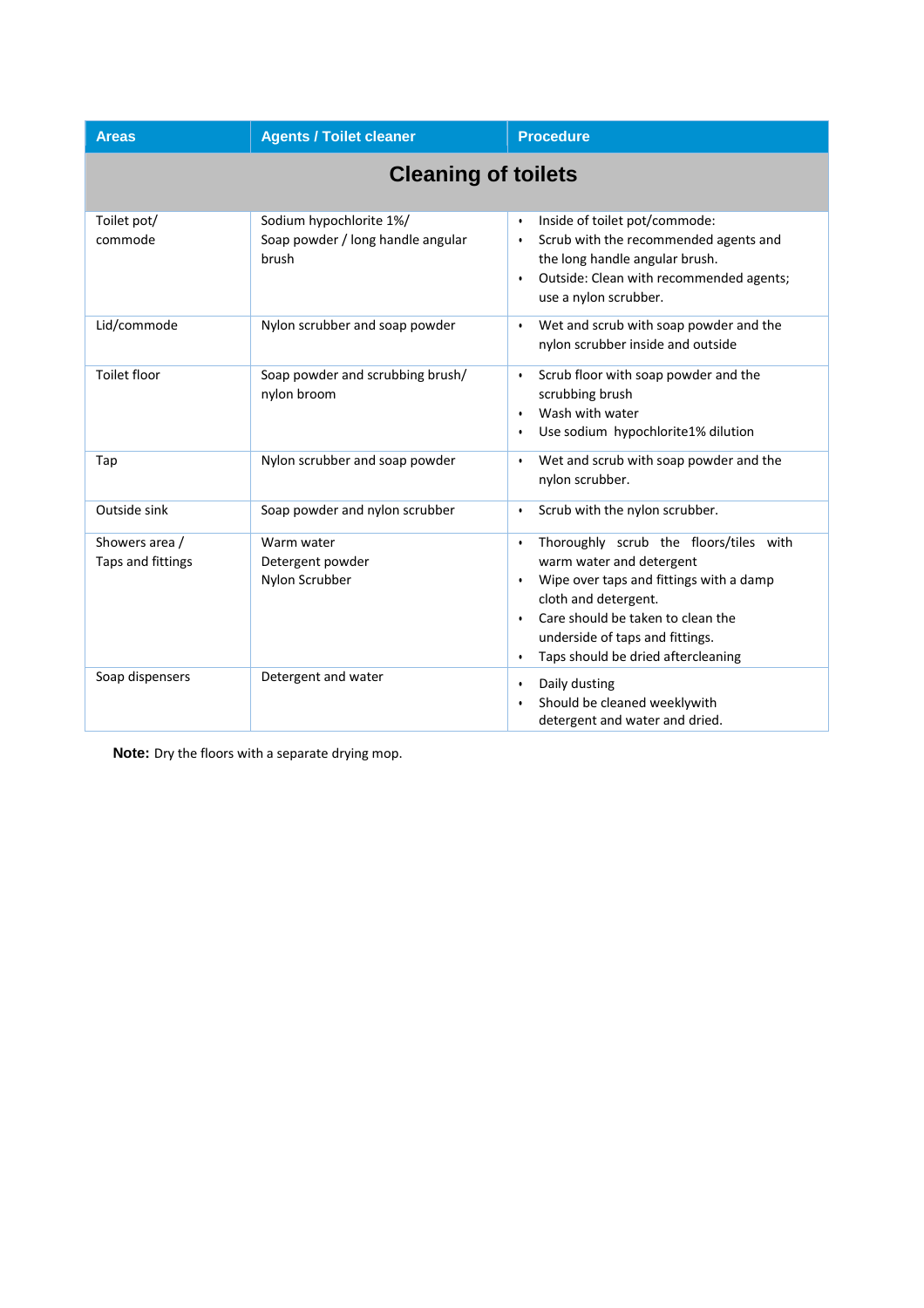| Areas | Agents / Toilet cleaner | Procedure |
|---|---|---|
| **Cleaning of toilets** | | |
| Toilet pot/ commode | Sodium hypochlorite 1%/ Soap powder / long handle angular brush | • Inside of toilet pot/commode: <br> • Scrub with the recommended agents and the long handle angular brush. <br> • Outside: Clean with recommended agents; use a nylon scrubber. |
| Lid/commode | Nylon scrubber and soap powder | • Wet and scrub with soap powder and the nylon scrubber inside and outside |
| Toilet floor | Soap powder and scrubbing brush/ nylon broom | • Scrub floor with soap powder and the scrubbing brush <br> • Wash with water <br> • Use sodium hypochlorite1% dilution |
| Tap | Nylon scrubber and soap powder | • Wet and scrub with soap powder and the nylon scrubber. |
| Outside sink | Soap powder and nylon scrubber | • Scrub with the nylon scrubber. |
| Showers area / Taps and fittings | Warm water <br> Detergent powder <br> Nylon Scrubber | • Thoroughly scrub the floors/tiles with warm water and detergent <br> • Wipe over taps and fittings with a damp cloth and detergent. <br> • Care should be taken to clean the underside of taps and fittings. <br> • Taps should be dried aftercleaning |
| Soap dispensers | Detergent and water | • Daily dusting <br> • Should be cleaned weeklywith detergent and water and dried. |

**Note:** Dry the floors with a separate drying mop.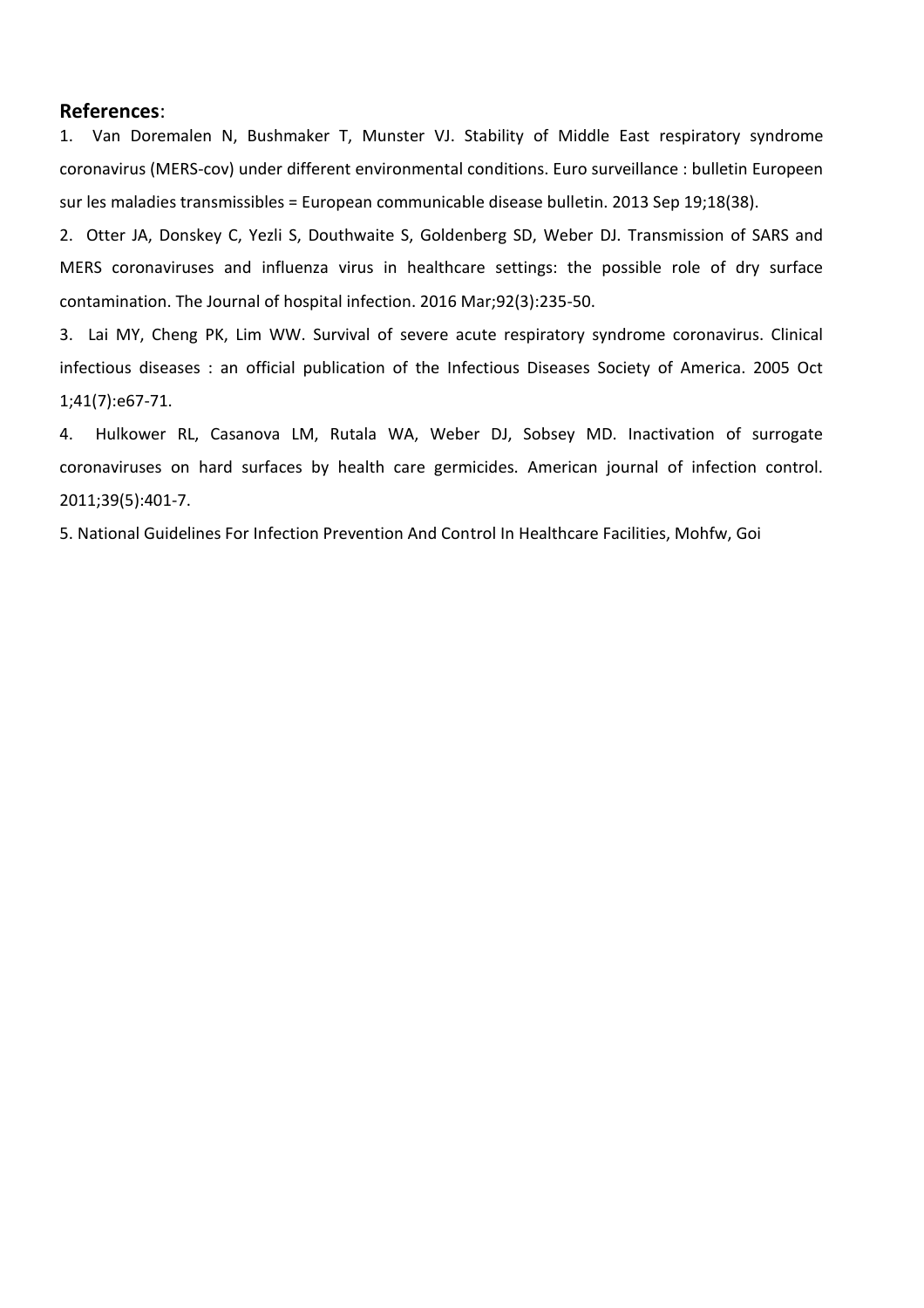**References**:

1. Van Doremalen N, Bushmaker T, Munster VJ. Stability of Middle East respiratory syndrome coronavirus (MERS-cov) under different environmental conditions. Euro surveillance : bulletin Europeen sur les maladies transmissibles = European communicable disease bulletin. 2013 Sep 19;18(38).
2. Otter JA, Donskey C, Yezli S, Douthwaite S, Goldenberg SD, Weber DJ. Transmission of SARS and MERS coronaviruses and influenza virus in healthcare settings: the possible role of dry surface contamination. The Journal of hospital infection. 2016 Mar;92(3):235-50.
3. Lai MY, Cheng PK, Lim WW. Survival of severe acute respiratory syndrome coronavirus. Clinical infectious diseases : an official publication of the Infectious Diseases Society of America. 2005 Oct 1;41(7):e67-71.
4. Hulkower RL, Casanova LM, Rutala WA, Weber DJ, Sobsey MD. Inactivation of surrogate coronaviruses on hard surfaces by health care germicides. American journal of infection control. 2011;39(5):401-7.
5. National Guidelines For Infection Prevention And Control In Healthcare Facilities, Mohfw, Goi